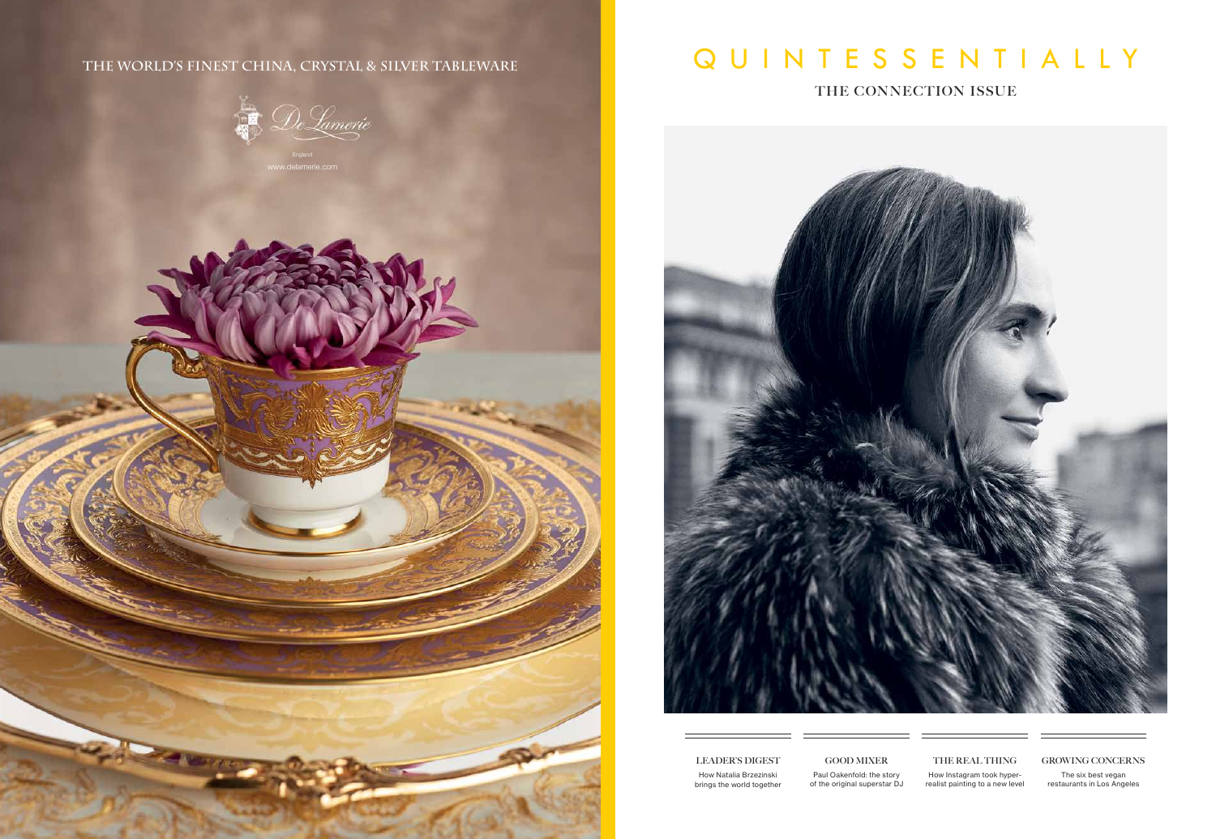THE WORLD'S FINEST CHINA, CRYSTAL & SILVER TABLEWARE

De Lamerie

England

www.delamerie.com

# QUINTESSENTIALLY

## THE CONNECTION ISSUE

**LEADER'S DIGEST**

How Natalia Brzezinski brings the world together

**GOOD MIXER**

Paul Oakenfold: the story of the original superstar DJ

**THE REAL THING**

How Instagram took hyper-realist painting to a new level

**GROWING CONCERNS**

The six best vegan restaurants in Los Angeles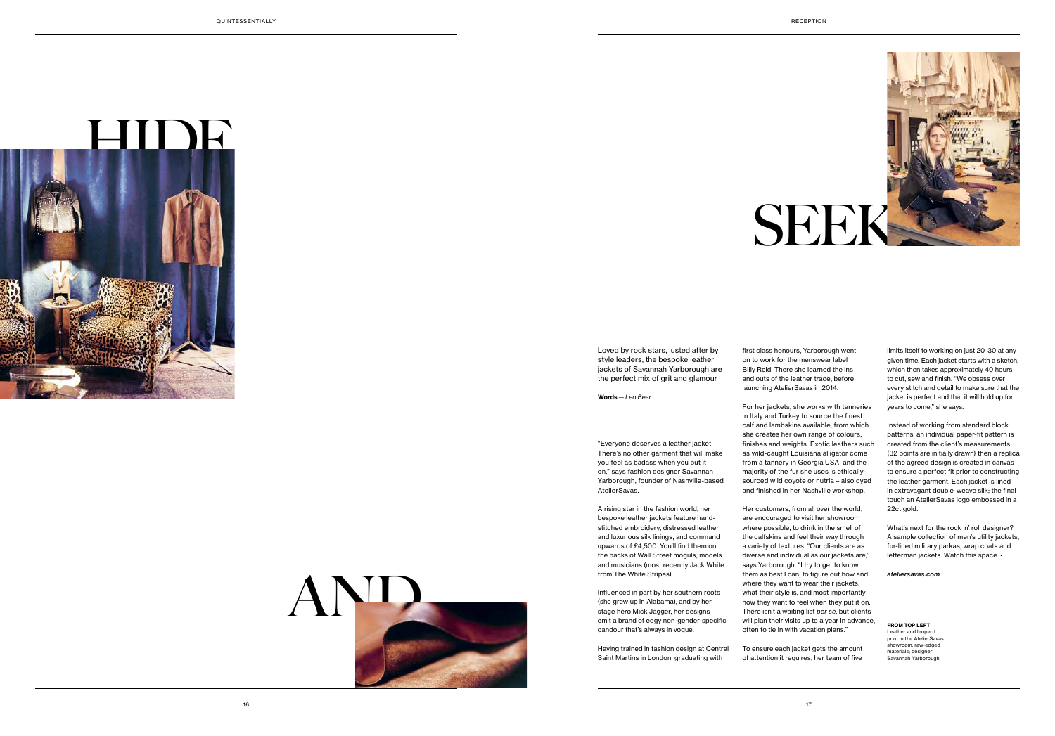# HIDE AND SEEK

Loved by rock stars, lusted after by style leaders, the bespoke leather jackets of Savannah Yarborough are the perfect mix of grit and glamour

**Words** — *Leo Bear*

"Everyone deserves a leather jacket. There's no other garment that will make you feel as badass when you put it on," says fashion designer Savannah Yarborough, founder of Nashville-based AtelierSavas.

A rising star in the fashion world, her bespoke leather jackets feature hand-stitched embroidery, distressed leather and luxurious silk linings, and command upwards of £4,500. You'll find them on the backs of Wall Street moguls, models and musicians (most recently Jack White from The White Stripes).

Influenced in part by her southern roots (she grew up in Alabama), and by her stage hero Mick Jagger, her designs emit a brand of edgy non-gender-specific candour that's always in vogue.

Having trained in fashion design at Central Saint Martins in London, graduating with first class honours, Yarborough went on to work for the menswear label Billy Reid. There she learned the ins and outs of the leather trade, before launching AtelierSavas in 2014.

For her jackets, she works with tanneries in Italy and Turkey to source the finest calf and lambskins available, from which she creates her own range of colours, finishes and weights. Exotic leathers such as wild-caught Louisiana alligator come from a tannery in Georgia USA, and the majority of the fur she uses is ethically-sourced wild coyote or nutria – also dyed and finished in her Nashville workshop.

Her customers, from all over the world, are encouraged to visit her showroom where possible, to drink in the smell of the calfskins and feel their way through a variety of textures. "Our clients are as diverse and individual as our jackets are," says Yarborough. "I try to get to know them as best I can, to figure out how and where they want to wear their jackets, what their style is, and most importantly how they want to feel when they put it on. There isn't a waiting list *per se*, but clients will plan their visits up to a year in advance, often to tie in with vacation plans."

To ensure each jacket gets the amount of attention it requires, her team of five limits itself to working on just 20-30 at any given time. Each jacket starts with a sketch, which then takes approximately 40 hours to cut, sew and finish. "We obsess over every stitch and detail to make sure that the jacket is perfect and that it will hold up for years to come," she says.

Instead of working from standard block patterns, an individual paper-fit pattern is created from the client's measurements (32 points are initially drawn) then a replica of the agreed design is created in canvas to ensure a perfect fit prior to constructing the leather garment. Each jacket is lined in extravagant double-weave silk; the final touch an AtelierSavas logo embossed in a 22ct gold.

What's next for the rock 'n' roll designer? A sample collection of men's utility jackets, fur-lined military parkas, wrap coats and letterman jackets. Watch this space. •

***ateliersavas.com***

**FROM TOP LEFT**
Leather and leopard print in the AtelierSavas showroom; raw-edged materials; designer Savannah Yarborough